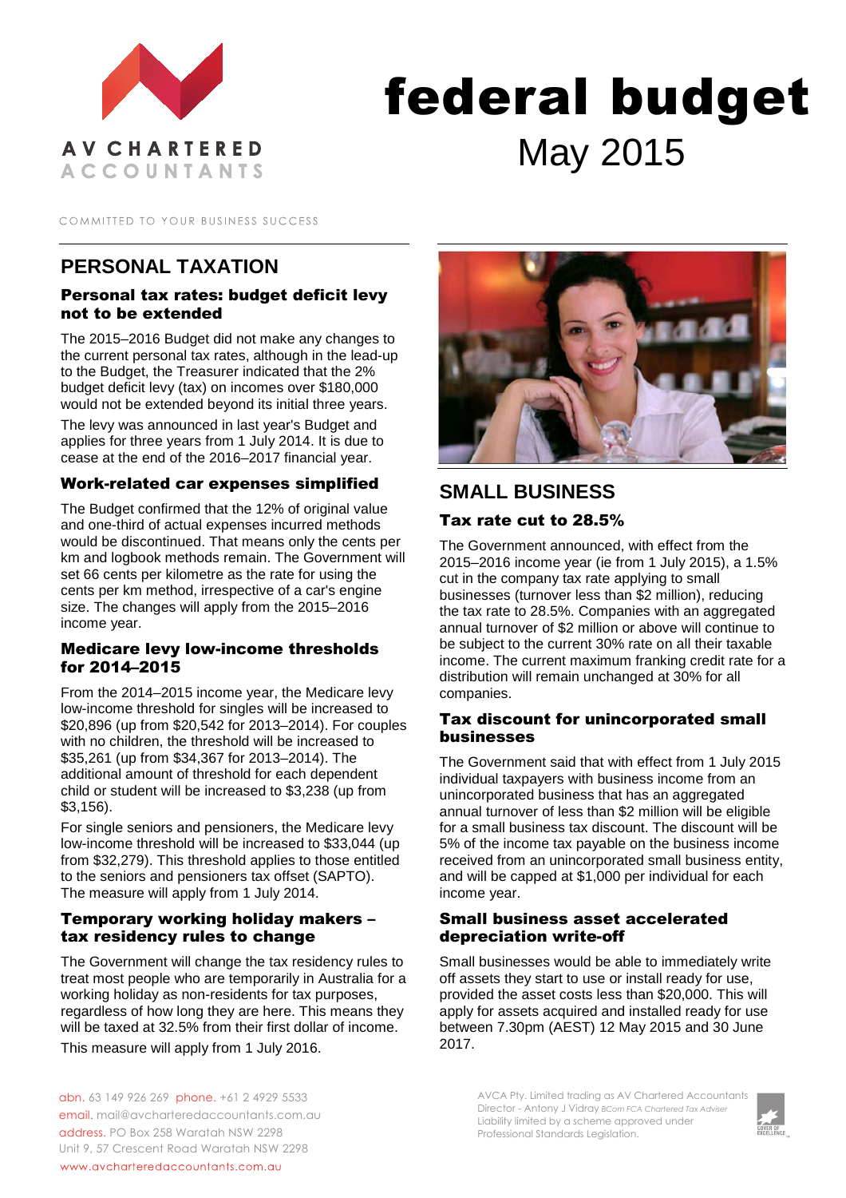AV CHARTERED ACCOUNTANTS

COMMITTED TO YOUR BUSINESS SUCCESS

# federal budget

May 2015

## PERSONAL TAXATION

### Personal tax rates: budget deficit levy not to be extended

The 2015–2016 Budget did not make any changes to the current personal tax rates, although in the lead-up to the Budget, the Treasurer indicated that the 2% budget deficit levy (tax) on incomes over $180,000 would not be extended beyond its initial three years.

The levy was announced in last year's Budget and applies for three years from 1 July 2014. It is due to cease at the end of the 2016–2017 financial year.

### Work-related car expenses simplified

The Budget confirmed that the 12% of original value and one-third of actual expenses incurred methods would be discontinued. That means only the cents per km and logbook methods remain. The Government will set 66 cents per kilometre as the rate for using the cents per km method, irrespective of a car's engine size. The changes will apply from the 2015–2016 income year.

### Medicare levy low-income thresholds for 2014–2015

From the 2014–2015 income year, the Medicare levy low-income threshold for singles will be increased to $20,896 (up from $20,542 for 2013–2014). For couples with no children, the threshold will be increased to $35,261 (up from $34,367 for 2013–2014). The additional amount of threshold for each dependent child or student will be increased to $3,238 (up from $3,156).

For single seniors and pensioners, the Medicare levy low-income threshold will be increased to $33,044 (up from $32,279). This threshold applies to those entitled to the seniors and pensioners tax offset (SAPTO). The measure will apply from 1 July 2014.

### Temporary working holiday makers – tax residency rules to change

The Government will change the tax residency rules to treat most people who are temporarily in Australia for a working holiday as non-residents for tax purposes, regardless of how long they are here. This means they will be taxed at 32.5% from their first dollar of income.

This measure will apply from 1 July 2016.

## SMALL BUSINESS

### Tax rate cut to 28.5%

The Government announced, with effect from the 2015–2016 income year (ie from 1 July 2015), a 1.5% cut in the company tax rate applying to small businesses (turnover less than $2 million), reducing the tax rate to 28.5%. Companies with an aggregated annual turnover of $2 million or above will continue to be subject to the current 30% rate on all their taxable income. The current maximum franking credit rate for a distribution will remain unchanged at 30% for all companies.

### Tax discount for unincorporated small businesses

The Government said that with effect from 1 July 2015 individual taxpayers with business income from an unincorporated business that has an aggregated annual turnover of less than $2 million will be eligible for a small business tax discount. The discount will be 5% of the income tax payable on the business income received from an unincorporated small business entity, and will be capped at $1,000 per individual for each income year.

### Small business asset accelerated depreciation write-off

Small businesses would be able to immediately write off assets they start to use or install ready for use, provided the asset costs less than $20,000. This will apply for assets acquired and installed ready for use between 7.30pm (AEST) 12 May 2015 and 30 June 2017.

abn. 63 149 926 269 phone. +61 2 4929 5533
email. mail@avcharteredaccountants.com.au
address. PO Box 258 Waratah NSW 2298
Unit 9, 57 Crescent Road Waratah NSW 2298
www.avcharteredaccountants.com.au

AVCA Pty. Limited trading as AV Chartered Accountants
Director - Antony J Vidray *BCom FCA Chartered Tax Adviser*
Liability limited by a scheme approved under Professional Standards Legislation.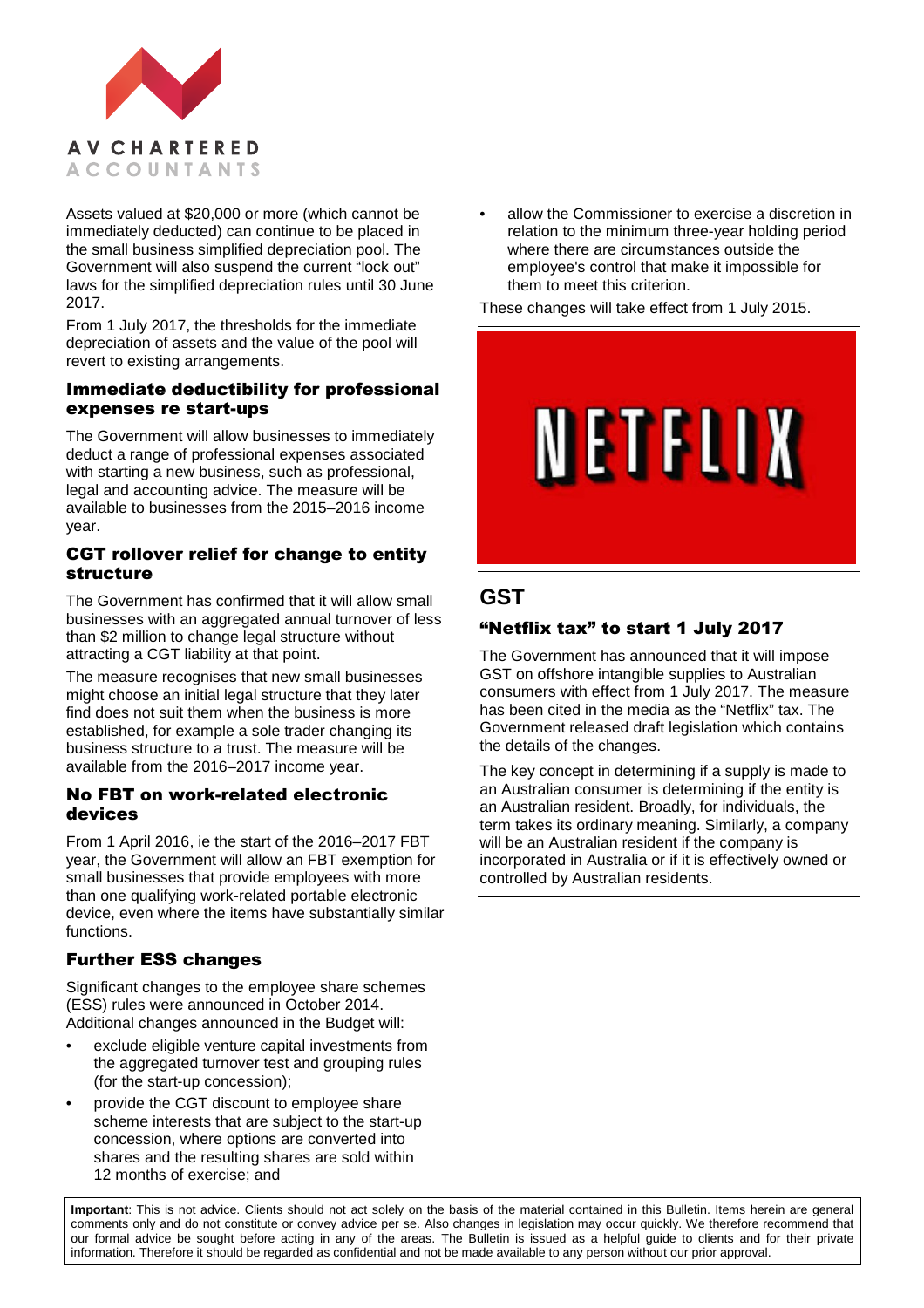Assets valued at $20,000 or more (which cannot be immediately deducted) can continue to be placed in the small business simplified depreciation pool. The Government will also suspend the current "lock out" laws for the simplified depreciation rules until 30 June 2017.

From 1 July 2017, the thresholds for the immediate depreciation of assets and the value of the pool will revert to existing arrangements.

### Immediate deductibility for professional expenses re start-ups

The Government will allow businesses to immediately deduct a range of professional expenses associated with starting a new business, such as professional, legal and accounting advice. The measure will be available to businesses from the 2015–2016 income year.

### CGT rollover relief for change to entity structure

The Government has confirmed that it will allow small businesses with an aggregated annual turnover of less than $2 million to change legal structure without attracting a CGT liability at that point.

The measure recognises that new small businesses might choose an initial legal structure that they later find does not suit them when the business is more established, for example a sole trader changing its business structure to a trust. The measure will be available from the 2016–2017 income year.

### No FBT on work-related electronic devices

From 1 April 2016, ie the start of the 2016–2017 FBT year, the Government will allow an FBT exemption for small businesses that provide employees with more than one qualifying work-related portable electronic device, even where the items have substantially similar functions.

### Further ESS changes

Significant changes to the employee share schemes (ESS) rules were announced in October 2014. Additional changes announced in the Budget will:

- exclude eligible venture capital investments from the aggregated turnover test and grouping rules (for the start-up concession);
- provide the CGT discount to employee share scheme interests that are subject to the start-up concession, where options are converted into shares and the resulting shares are sold within 12 months of exercise; and
- allow the Commissioner to exercise a discretion in relation to the minimum three-year holding period where there are circumstances outside the employee's control that make it impossible for them to meet this criterion.

These changes will take effect from 1 July 2015.

## GST

### "Netflix tax" to start 1 July 2017

The Government has announced that it will impose GST on offshore intangible supplies to Australian consumers with effect from 1 July 2017. The measure has been cited in the media as the "Netflix" tax. The Government released draft legislation which contains the details of the changes.

The key concept in determining if a supply is made to an Australian consumer is determining if the entity is an Australian resident. Broadly, for individuals, the term takes its ordinary meaning. Similarly, a company will be an Australian resident if the company is incorporated in Australia or if it is effectively owned or controlled by Australian residents.

**Important**: This is not advice. Clients should not act solely on the basis of the material contained in this Bulletin. Items herein are general comments only and do not constitute or convey advice per se. Also changes in legislation may occur quickly. We therefore recommend that our formal advice be sought before acting in any of the areas. The Bulletin is issued as a helpful guide to clients and for their private information. Therefore it should be regarded as confidential and not be made available to any person without our prior approval.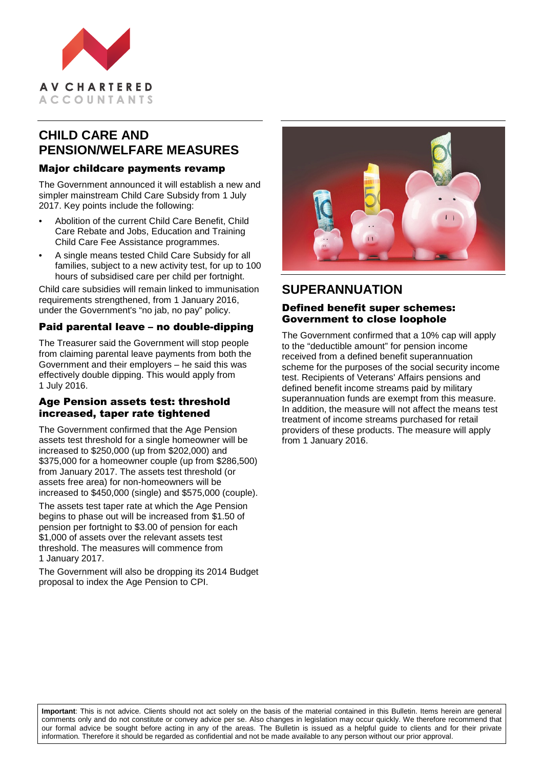# CHILD CARE AND PENSION/WELFARE MEASURES

### Major childcare payments revamp

The Government announced it will establish a new and simpler mainstream Child Care Subsidy from 1 July 2017. Key points include the following:

- Abolition of the current Child Care Benefit, Child Care Rebate and Jobs, Education and Training Child Care Fee Assistance programmes.
- A single means tested Child Care Subsidy for all families, subject to a new activity test, for up to 100 hours of subsidised care per child per fortnight.

Child care subsidies will remain linked to immunisation requirements strengthened, from 1 January 2016, under the Government's "no jab, no pay" policy.

### Paid parental leave – no double-dipping

The Treasurer said the Government will stop people from claiming parental leave payments from both the Government and their employers – he said this was effectively double dipping. This would apply from 1 July 2016.

### Age Pension assets test: threshold increased, taper rate tightened

The Government confirmed that the Age Pension assets test threshold for a single homeowner will be increased to $250,000 (up from $202,000) and $375,000 for a homeowner couple (up from $286,500) from January 2017. The assets test threshold (or assets free area) for non-homeowners will be increased to $450,000 (single) and $575,000 (couple).

The assets test taper rate at which the Age Pension begins to phase out will be increased from $1.50 of pension per fortnight to $3.00 of pension for each $1,000 of assets over the relevant assets test threshold. The measures will commence from 1 January 2017.

The Government will also be dropping its 2014 Budget proposal to index the Age Pension to CPI.

# SUPERANNUATION

### Defined benefit super schemes: Government to close loophole

The Government confirmed that a 10% cap will apply to the "deductible amount" for pension income received from a defined benefit superannuation scheme for the purposes of the social security income test. Recipients of Veterans' Affairs pensions and defined benefit income streams paid by military superannuation funds are exempt from this measure. In addition, the measure will not affect the means test treatment of income streams purchased for retail providers of these products. The measure will apply from 1 January 2016.

**Important**: This is not advice. Clients should not act solely on the basis of the material contained in this Bulletin. Items herein are general comments only and do not constitute or convey advice per se. Also changes in legislation may occur quickly. We therefore recommend that our formal advice be sought before acting in any of the areas. The Bulletin is issued as a helpful guide to clients and for their private information. Therefore it should be regarded as confidential and not be made available to any person without our prior approval.